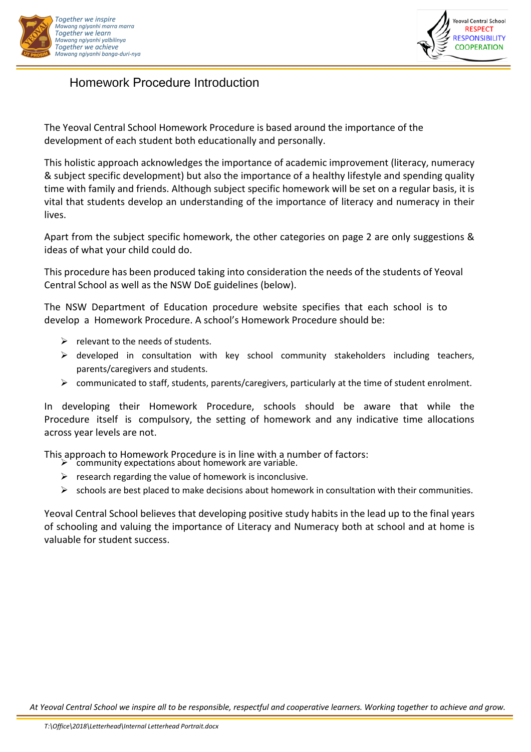# Homework Procedure Introduction

The Yeoval Central School Homework Procedure is based around the importance of the development of each student both educationally and personally.

This holistic approach acknowledges the importance of academic improvement (literacy, numeracy & subject specific development) but also the importance of a healthy lifestyle and spending quality time with family and friends. Although subject specific homework will be set on a regular basis, it is vital that students develop an understanding of the importance of literacy and numeracy in their lives.

Apart from the subject specific homework, the other categories on page 2 are only suggestions & ideas of what your child could do.

This procedure has been produced taking into consideration the needs of the students of Yeoval Central School as well as the NSW DoE guidelines (below).

The NSW Department of Education procedure website specifies that each school is to develop a Homework Procedure. A school's Homework Procedure should be:

- relevant to the needs of students.
- developed in consultation with key school community stakeholders including teachers, parents/caregivers and students.
- communicated to staff, students, parents/caregivers, particularly at the time of student enrolment.

In developing their Homework Procedure, schools should be aware that while the Procedure itself is compulsory, the setting of homework and any indicative time allocations across year levels are not.

This approach to Homework Procedure is in line with a number of factors:

- community expectations about homework are variable.
- research regarding the value of homework is inconclusive.
- schools are best placed to make decisions about homework in consultation with their communities.

Yeoval Central School believes that developing positive study habits in the lead up to the final years of schooling and valuing the importance of Literacy and Numeracy both at school and at home is valuable for student success.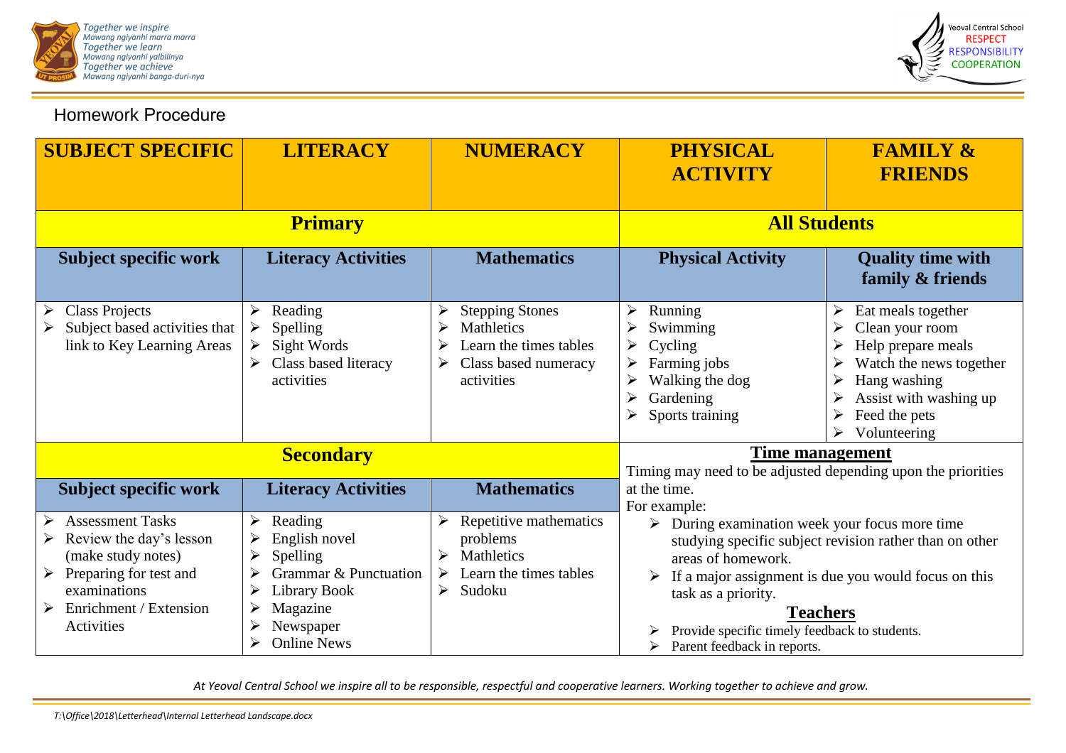Together we inspire
Mawang ngiyanhi marra marra
Together we learn
Mawang ngiyanhi yalbilinya
Together we achieve
Mawang ngiyanhi banga-duri-nya

Yeoval Central School
RESPECT
RESPONSIBILITY
COOPERATION

# Homework Procedure

| SUBJECT SPECIFIC | LITERACY | NUMERACY | PHYSICAL ACTIVITY | FAMILY & FRIENDS |
|---|---|---|---|---|
| **Primary** | | | **All Students** | |
| **Subject specific work** | **Literacy Activities** | **Mathematics** | **Physical Activity** | **Quality time with family & friends** |
| ➢ Class Projects<br>➢ Subject based activities that link to Key Learning Areas | ➢ Reading<br>➢ Spelling<br>➢ Sight Words<br>➢ Class based literacy activities | ➢ Stepping Stones<br>➢ Mathletics<br>➢ Learn the times tables<br>➢ Class based numeracy activities | ➢ Running<br>➢ Swimming<br>➢ Cycling<br>➢ Farming jobs<br>➢ Walking the dog<br>➢ Gardening<br>➢ Sports training | ➢ Eat meals together<br>➢ Clean your room<br>➢ Help prepare meals<br>➢ Watch the news together<br>➢ Hang washing<br>➢ Assist with washing up<br>➢ Feed the pets<br>➢ Volunteering |
| **Secondary** | | | **Time management**<br>Timing may need to be adjusted depending upon the priorities at the time.<br>For example:<br>➢ During examination week your focus more time studying specific subject revision rather than on other areas of homework.<br>➢ If a major assignment is due you would focus on this task as a priority.<br>**Teachers**<br>➢ Provide specific timely feedback to students.<br>➢ Parent feedback in reports. | |
| **Subject specific work** | **Literacy Activities** | **Mathematics** | | |
| ➢ Assessment Tasks<br>➢ Review the day's lesson (make study notes)<br>➢ Preparing for test and examinations<br>➢ Enrichment / Extension Activities | ➢ Reading<br>➢ English novel<br>➢ Spelling<br>➢ Grammar & Punctuation<br>➢ Library Book<br>➢ Magazine<br>➢ Newspaper<br>➢ Online News | ➢ Repetitive mathematics problems<br>➢ Mathletics<br>➢ Learn the times tables<br>➢ Sudoku | | |

*At Yeoval Central School we inspire all to be responsible, respectful and cooperative learners. Working together to achieve and grow.*